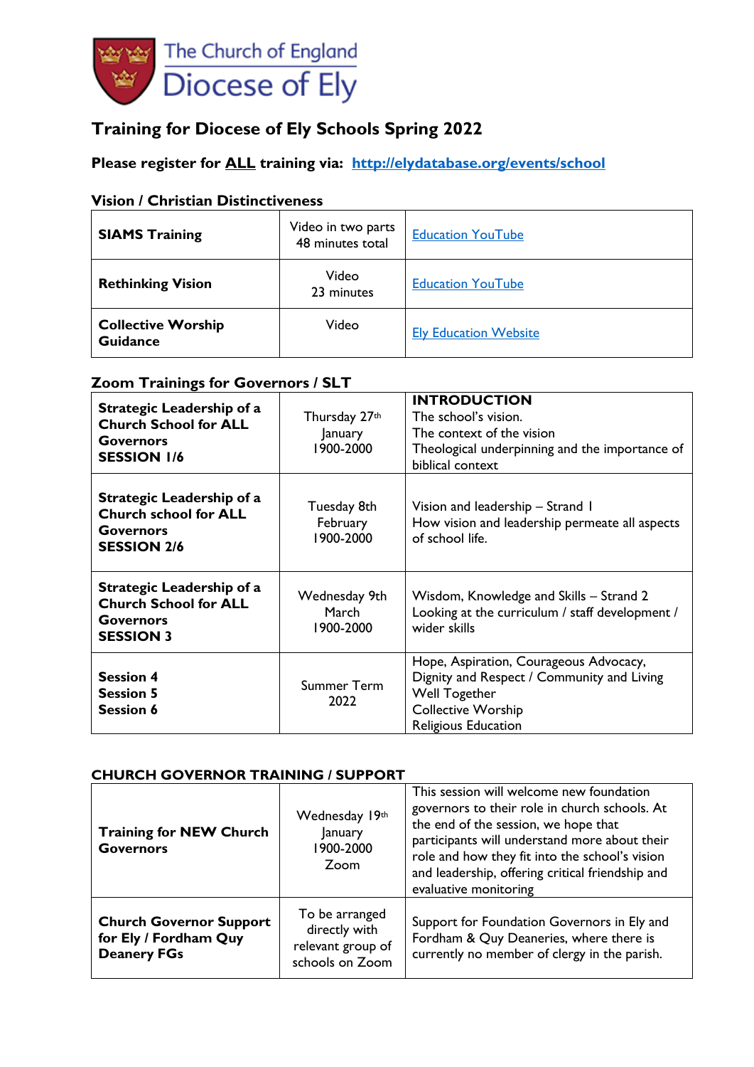The Church of England
Diocese of Ely

# Training for Diocese of Ely Schools Spring 2022

**Please register for ALL training via: http://elydatabase.org/events/school**

## Vision / Christian Distinctiveness

| | | |
|---|---|---|
| **SIAMS Training** | Video in two parts 48 minutes total | Education YouTube |
| **Rethinking Vision** | Video 23 minutes | Education YouTube |
| **Collective Worship Guidance** | Video | Ely Education Website |

## Zoom Trainings for Governors / SLT

| | | |
|---|---|---|
| **Strategic Leadership of a Church School for ALL Governors SESSION 1/6** | Thursday 27th January 1900-2000 | **INTRODUCTION** The school's vision. The context of the vision Theological underpinning and the importance of biblical context |
| **Strategic Leadership of a Church school for ALL Governors SESSION 2/6** | Tuesday 8th February 1900-2000 | Vision and leadership – Strand 1 How vision and leadership permeate all aspects of school life. |
| **Strategic Leadership of a Church School for ALL Governors SESSION 3** | Wednesday 9th March 1900-2000 | Wisdom, Knowledge and Skills – Strand 2 Looking at the curriculum / staff development / wider skills |
| **Session 4 Session 5 Session 6** | Summer Term 2022 | Hope, Aspiration, Courageous Advocacy, Dignity and Respect / Community and Living Well Together Collective Worship Religious Education |

## CHURCH GOVERNOR TRAINING / SUPPORT

| | | |
|---|---|---|
| **Training for NEW Church Governors** | Wednesday 19th January 1900-2000 Zoom | This session will welcome new foundation governors to their role in church schools. At the end of the session, we hope that participants will understand more about their role and how they fit into the school's vision and leadership, offering critical friendship and evaluative monitoring |
| **Church Governor Support for Ely / Fordham Quy Deanery FGs** | To be arranged directly with relevant group of schools on Zoom | Support for Foundation Governors in Ely and Fordham & Quy Deaneries, where there is currently no member of clergy in the parish. |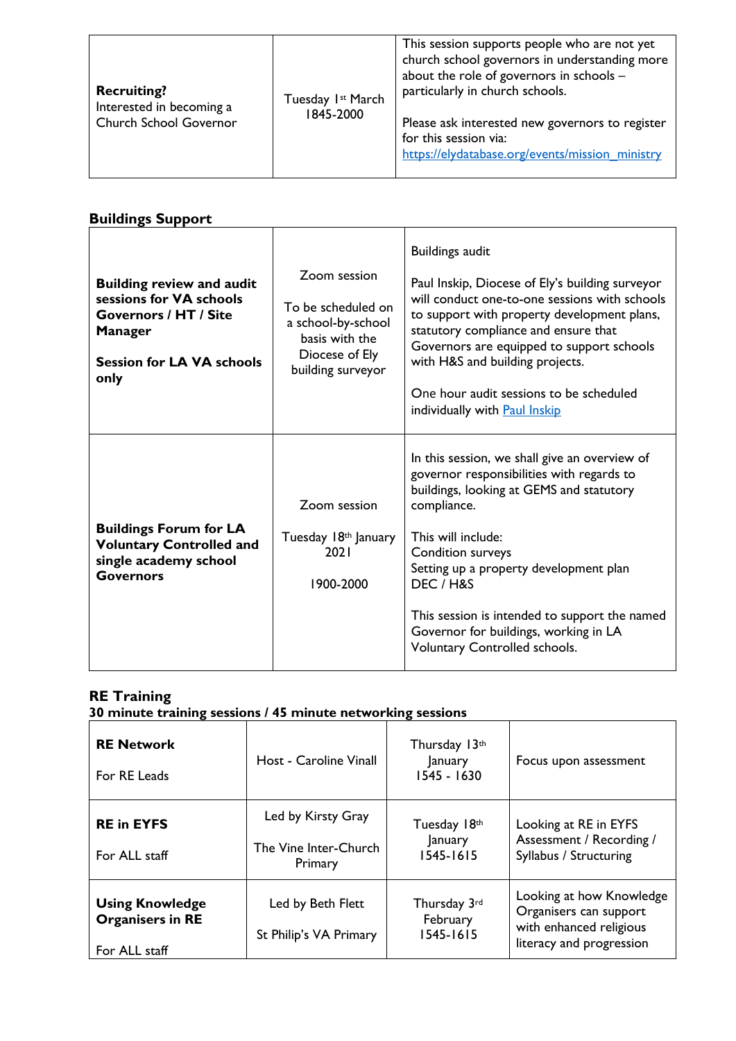| **Recruiting?** Interested in becoming a Church School Governor | Tuesday 1st March 1845-2000 | This session supports people who are not yet church school governors in understanding more about the role of governors in schools – particularly in church schools.<br><br>Please ask interested new governors to register for this session via: https://elydatabase.org/events/mission_ministry |
|---|---|---|

## Buildings Support

| **Building review and audit sessions for VA schools Governors / HT / Site Manager**<br><br>**Session for LA VA schools only** | Zoom session<br><br>To be scheduled on a school-by-school basis with the Diocese of Ely building surveyor | Buildings audit<br><br>Paul Inskip, Diocese of Ely's building surveyor will conduct one-to-one sessions with schools to support with property development plans, statutory compliance and ensure that Governors are equipped to support schools with H&S and building projects.<br><br>One hour audit sessions to be scheduled individually with Paul Inskip |
|---|---|---|
| **Buildings Forum for LA Voluntary Controlled and single academy school Governors** | Zoom session<br><br>Tuesday 18th January 2021<br><br>1900-2000 | In this session, we shall give an overview of governor responsibilities with regards to buildings, looking at GEMS and statutory compliance.<br><br>This will include:<br>Condition surveys<br>Setting up a property development plan<br>DEC / H&S<br><br>This session is intended to support the named Governor for buildings, working in LA Voluntary Controlled schools. |

## RE Training

**30 minute training sessions / 45 minute networking sessions**

| **RE Network**<br><br>For RE Leads | Host - Caroline Vinall | Thursday 13th January 1545 - 1630 | Focus upon assessment |
|---|---|---|---|
| **RE in EYFS**<br><br>For ALL staff | Led by Kirsty Gray<br><br>The Vine Inter-Church Primary | Tuesday 18th January 1545-1615 | Looking at RE in EYFS Assessment / Recording / Syllabus / Structuring |
| **Using Knowledge Organisers in RE**<br><br>For ALL staff | Led by Beth Flett<br><br>St Philip's VA Primary | Thursday 3rd February 1545-1615 | Looking at how Knowledge Organisers can support with enhanced religious literacy and progression |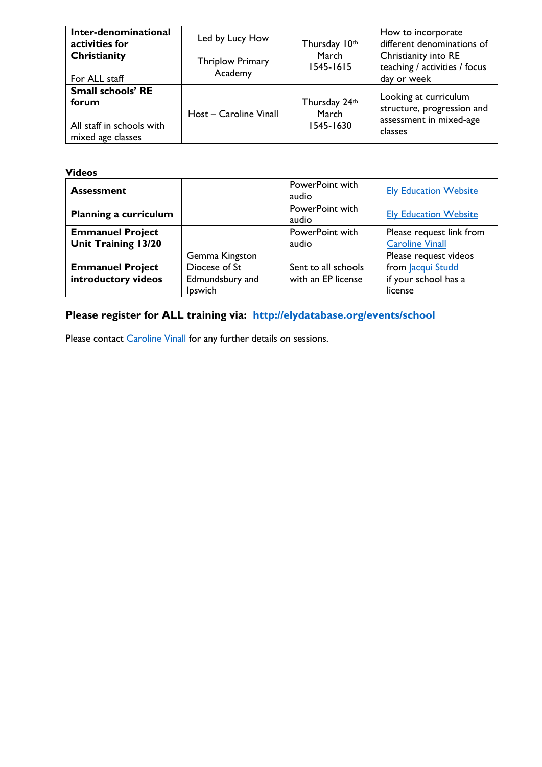| | | | |
|---|---|---|---|
| **Inter-denominational activities for Christianity**<br><br>For ALL staff | Led by Lucy How<br><br>Thriplow Primary Academy | Thursday 10th March 1545-1615 | How to incorporate different denominations of Christianity into RE teaching / activities / focus day or week |
| **Small schools' RE forum**<br><br>All staff in schools with mixed age classes | Host – Caroline Vinall | Thursday 24th March 1545-1630 | Looking at curriculum structure, progression and assessment in mixed-age classes |

**Videos**

| | | | |
|---|---|---|---|
| **Assessment** | | PowerPoint with audio | Ely Education Website |
| **Planning a curriculum** | | PowerPoint with audio | Ely Education Website |
| **Emmanuel Project Unit Training 13/20** | | PowerPoint with audio | Please request link from Caroline Vinall |
| **Emmanuel Project introductory videos** | Gemma Kingston Diocese of St Edmundsbury and Ipswich | Sent to all schools with an EP license | Please request videos from Jacqui Studd if your school has a license |

**Please register for ALL training via: http://elydatabase.org/events/school**

Please contact Caroline Vinall for any further details on sessions.